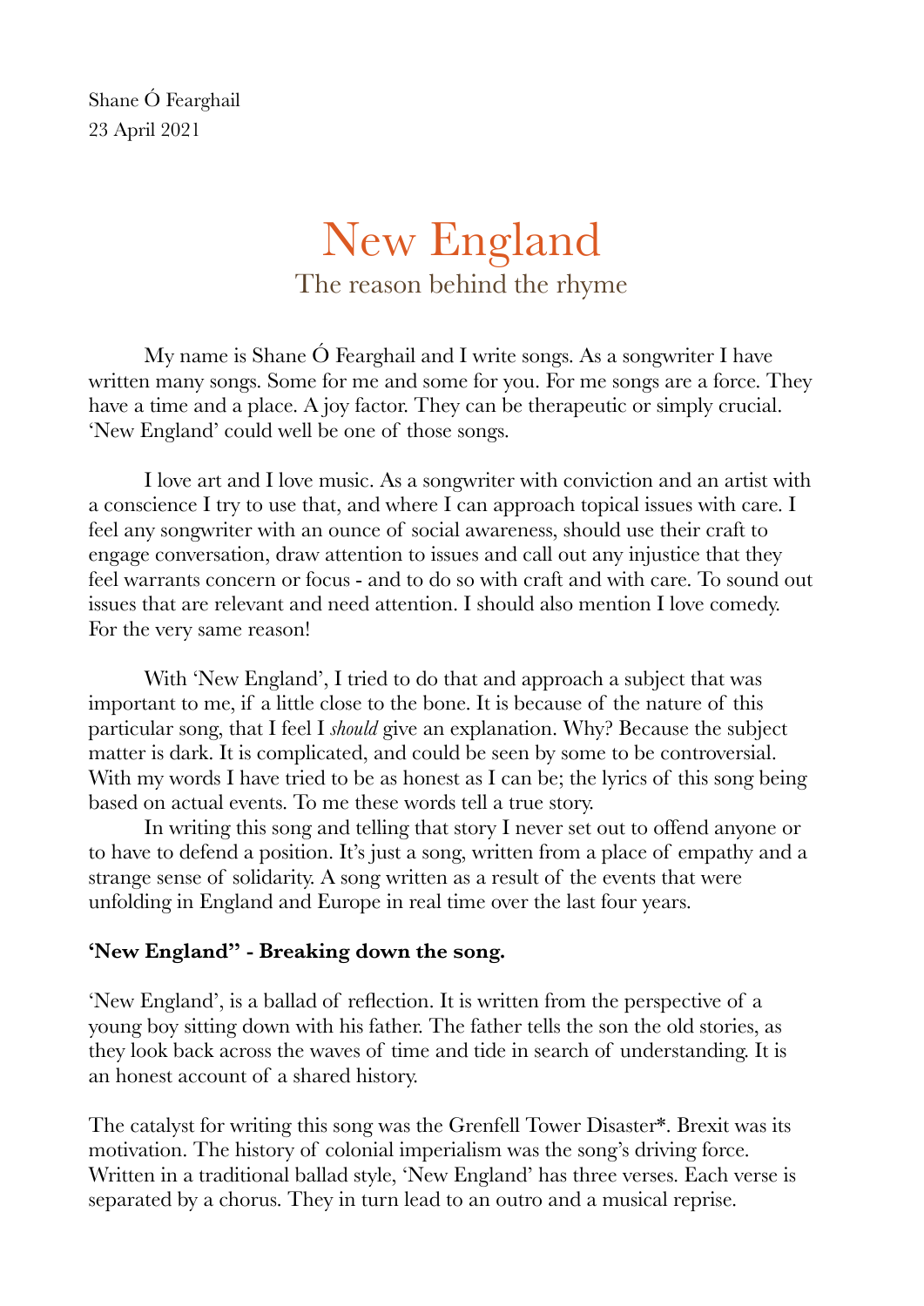Shane Ó Fearghail
23 April 2021

# New England

## The reason behind the rhyme

My name is Shane Ó Fearghail and I write songs. As a songwriter I have written many songs. Some for me and some for you. For me songs are a force. They have a time and a place. A joy factor. They can be therapeutic or simply crucial. 'New England' could well be one of those songs.

I love art and I love music. As a songwriter with conviction and an artist with a conscience I try to use that, and where I can approach topical issues with care. I feel any songwriter with an ounce of social awareness, should use their craft to engage conversation, draw attention to issues and call out any injustice that they feel warrants concern or focus - and to do so with craft and with care. To sound out issues that are relevant and need attention. I should also mention I love comedy. For the very same reason!

With 'New England', I tried to do that and approach a subject that was important to me, if a little close to the bone. It is because of the nature of this particular song, that I feel I *should* give an explanation. Why? Because the subject matter is dark. It is complicated, and could be seen by some to be controversial. With my words I have tried to be as honest as I can be; the lyrics of this song being based on actual events. To me these words tell a true story.

In writing this song and telling that story I never set out to offend anyone or to have to defend a position. It's just a song, written from a place of empathy and a strange sense of solidarity. A song written as a result of the events that were unfolding in England and Europe in real time over the last four years.

**'New England" - Breaking down the song.**

'New England', is a ballad of reflection. It is written from the perspective of a young boy sitting down with his father. The father tells the son the old stories, as they look back across the waves of time and tide in search of understanding. It is an honest account of a shared history.

The catalyst for writing this song was the Grenfell Tower Disaster*. Brexit was its motivation. The history of colonial imperialism was the song's driving force. Written in a traditional ballad style, 'New England' has three verses. Each verse is separated by a chorus. They in turn lead to an outro and a musical reprise.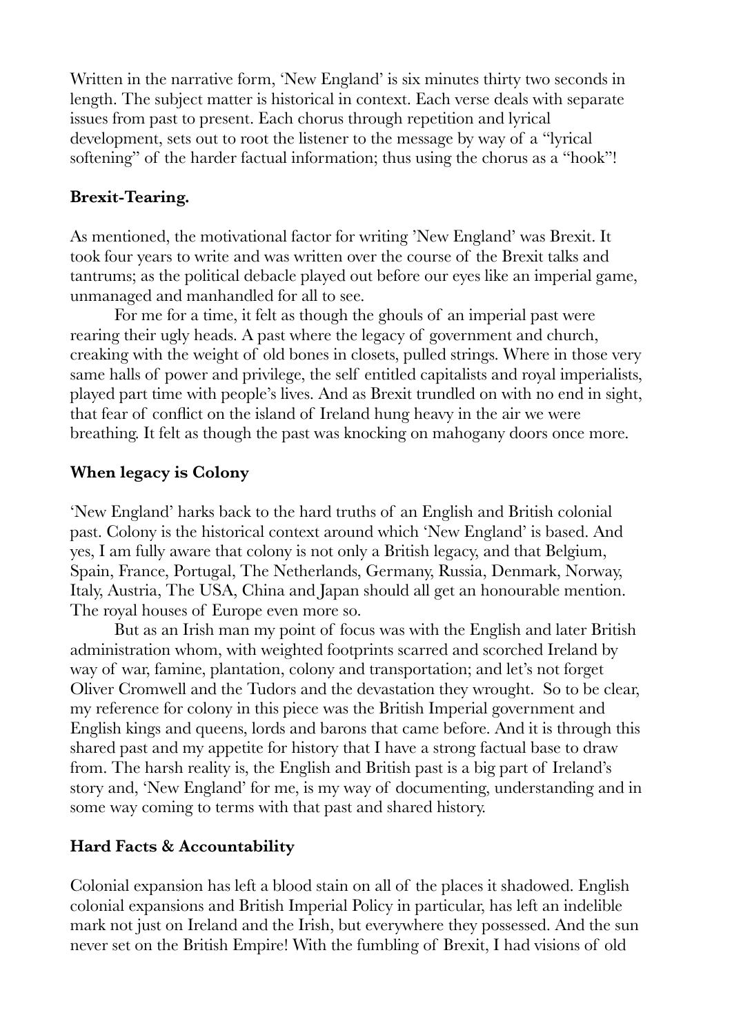Written in the narrative form, 'New England' is six minutes thirty two seconds in length. The subject matter is historical in context. Each verse deals with separate issues from past to present. Each chorus through repetition and lyrical development, sets out to root the listener to the message by way of a "lyrical softening" of the harder factual information; thus using the chorus as a "hook"!

### Brexit-Tearing.

As mentioned, the motivational factor for writing 'New England' was Brexit. It took four years to write and was written over the course of the Brexit talks and tantrums; as the political debacle played out before our eyes like an imperial game, unmanaged and manhandled for all to see.

For me for a time, it felt as though the ghouls of an imperial past were rearing their ugly heads. A past where the legacy of government and church, creaking with the weight of old bones in closets, pulled strings. Where in those very same halls of power and privilege, the self entitled capitalists and royal imperialists, played part time with people's lives. And as Brexit trundled on with no end in sight, that fear of conflict on the island of Ireland hung heavy in the air we were breathing. It felt as though the past was knocking on mahogany doors once more.

### When legacy is Colony

'New England' harks back to the hard truths of an English and British colonial past. Colony is the historical context around which 'New England' is based. And yes, I am fully aware that colony is not only a British legacy, and that Belgium, Spain, France, Portugal, The Netherlands, Germany, Russia, Denmark, Norway, Italy, Austria, The USA, China and Japan should all get an honourable mention. The royal houses of Europe even more so.

But as an Irish man my point of focus was with the English and later British administration whom, with weighted footprints scarred and scorched Ireland by way of war, famine, plantation, colony and transportation; and let's not forget Oliver Cromwell and the Tudors and the devastation they wrought. So to be clear, my reference for colony in this piece was the British Imperial government and English kings and queens, lords and barons that came before. And it is through this shared past and my appetite for history that I have a strong factual base to draw from. The harsh reality is, the English and British past is a big part of Ireland's story and, 'New England' for me, is my way of documenting, understanding and in some way coming to terms with that past and shared history.

### Hard Facts & Accountability

Colonial expansion has left a blood stain on all of the places it shadowed. English colonial expansions and British Imperial Policy in particular, has left an indelible mark not just on Ireland and the Irish, but everywhere they possessed. And the sun never set on the British Empire! With the fumbling of Brexit, I had visions of old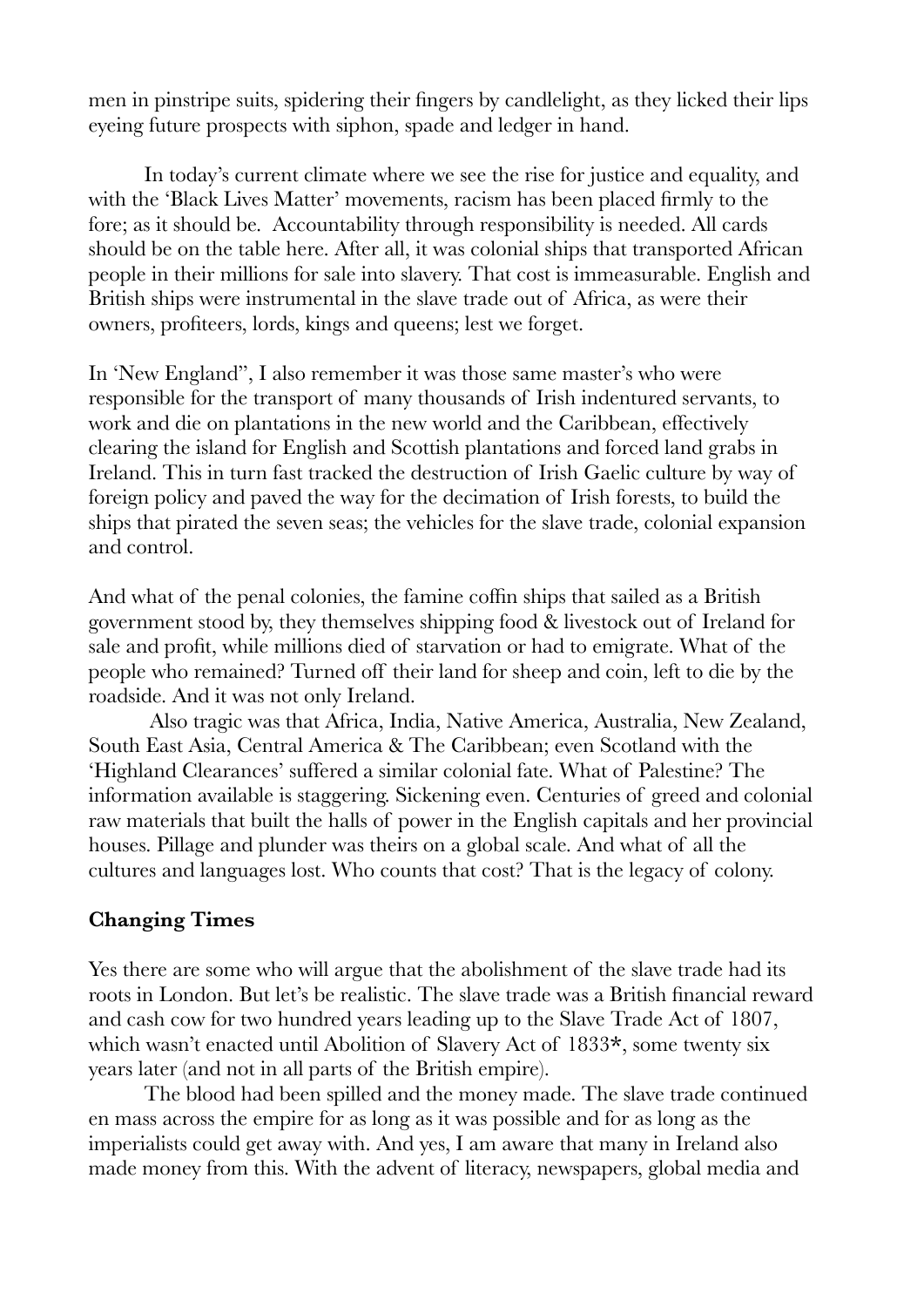men in pinstripe suits, spidering their fingers by candlelight, as they licked their lips eyeing future prospects with siphon, spade and ledger in hand.

In today's current climate where we see the rise for justice and equality, and with the 'Black Lives Matter' movements, racism has been placed firmly to the fore; as it should be. Accountability through responsibility is needed. All cards should be on the table here. After all, it was colonial ships that transported African people in their millions for sale into slavery. That cost is immeasurable. English and British ships were instrumental in the slave trade out of Africa, as were their owners, profiteers, lords, kings and queens; lest we forget.

In 'New England", I also remember it was those same master's who were responsible for the transport of many thousands of Irish indentured servants, to work and die on plantations in the new world and the Caribbean, effectively clearing the island for English and Scottish plantations and forced land grabs in Ireland. This in turn fast tracked the destruction of Irish Gaelic culture by way of foreign policy and paved the way for the decimation of Irish forests, to build the ships that pirated the seven seas; the vehicles for the slave trade, colonial expansion and control.

And what of the penal colonies, the famine coffin ships that sailed as a British government stood by, they themselves shipping food & livestock out of Ireland for sale and profit, while millions died of starvation or had to emigrate. What of the people who remained? Turned off their land for sheep and coin, left to die by the roadside. And it was not only Ireland.

Also tragic was that Africa, India, Native America, Australia, New Zealand, South East Asia, Central America & The Caribbean; even Scotland with the 'Highland Clearances' suffered a similar colonial fate. What of Palestine? The information available is staggering. Sickening even. Centuries of greed and colonial raw materials that built the halls of power in the English capitals and her provincial houses. Pillage and plunder was theirs on a global scale. And what of all the cultures and languages lost. Who counts that cost? That is the legacy of colony.

**Changing Times**

Yes there are some who will argue that the abolishment of the slave trade had its roots in London. But let's be realistic. The slave trade was a British financial reward and cash cow for two hundred years leading up to the Slave Trade Act of 1807, which wasn't enacted until Abolition of Slavery Act of 1833*, some twenty six years later (and not in all parts of the British empire).

The blood had been spilled and the money made. The slave trade continued en mass across the empire for as long as it was possible and for as long as the imperialists could get away with. And yes, I am aware that many in Ireland also made money from this. With the advent of literacy, newspapers, global media and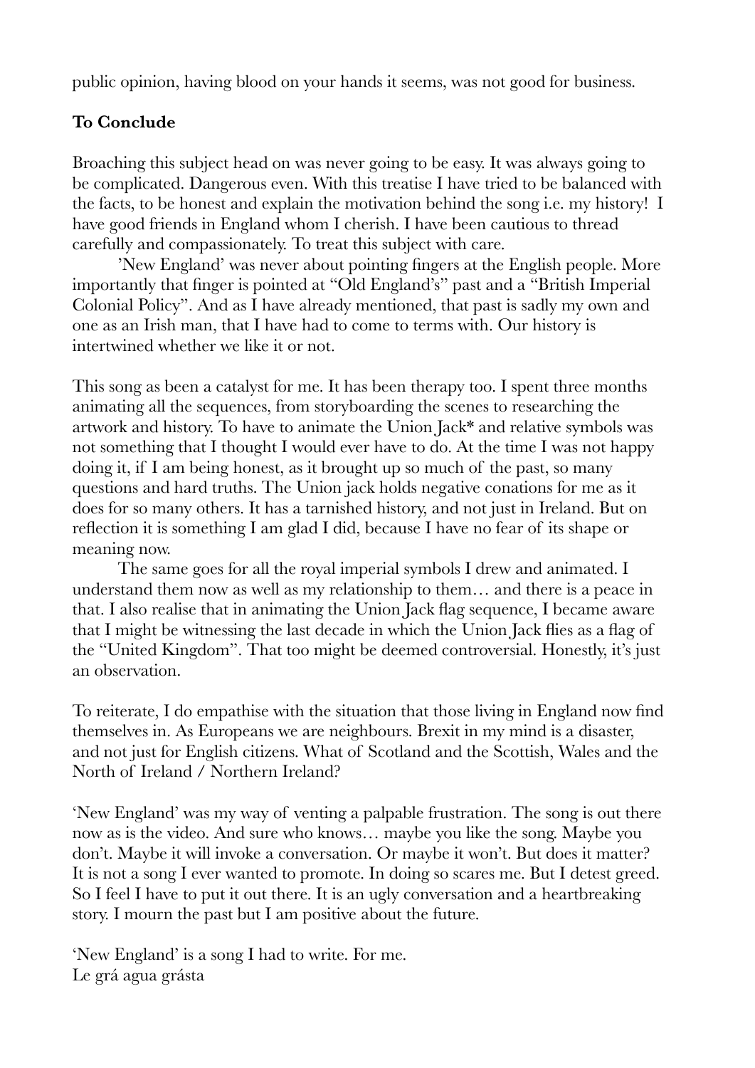public opinion, having blood on your hands it seems, was not good for business.

**To Conclude**

Broaching this subject head on was never going to be easy. It was always going to be complicated. Dangerous even. With this treatise I have tried to be balanced with the facts, to be honest and explain the motivation behind the song i.e. my history! I have good friends in England whom I cherish. I have been cautious to thread carefully and compassionately. To treat this subject with care.

'New England' was never about pointing fingers at the English people. More importantly that finger is pointed at "Old England's" past and a "British Imperial Colonial Policy". And as I have already mentioned, that past is sadly my own and one as an Irish man, that I have had to come to terms with. Our history is intertwined whether we like it or not.

This song as been a catalyst for me. It has been therapy too. I spent three months animating all the sequences, from storyboarding the scenes to researching the artwork and history. To have to animate the Union Jack* and relative symbols was not something that I thought I would ever have to do. At the time I was not happy doing it, if I am being honest, as it brought up so much of the past, so many questions and hard truths. The Union jack holds negative conations for me as it does for so many others. It has a tarnished history, and not just in Ireland. But on reflection it is something I am glad I did, because I have no fear of its shape or meaning now.

The same goes for all the royal imperial symbols I drew and animated. I understand them now as well as my relationship to them… and there is a peace in that. I also realise that in animating the Union Jack flag sequence, I became aware that I might be witnessing the last decade in which the Union Jack flies as a flag of the "United Kingdom". That too might be deemed controversial. Honestly, it's just an observation.

To reiterate, I do empathise with the situation that those living in England now find themselves in. As Europeans we are neighbours. Brexit in my mind is a disaster, and not just for English citizens. What of Scotland and the Scottish, Wales and the North of Ireland / Northern Ireland?

'New England' was my way of venting a palpable frustration. The song is out there now as is the video. And sure who knows… maybe you like the song. Maybe you don't. Maybe it will invoke a conversation. Or maybe it won't. But does it matter? It is not a song I ever wanted to promote. In doing so scares me. But I detest greed. So I feel I have to put it out there. It is an ugly conversation and a heartbreaking story. I mourn the past but I am positive about the future.

'New England' is a song I had to write. For me.
Le grá agua grásta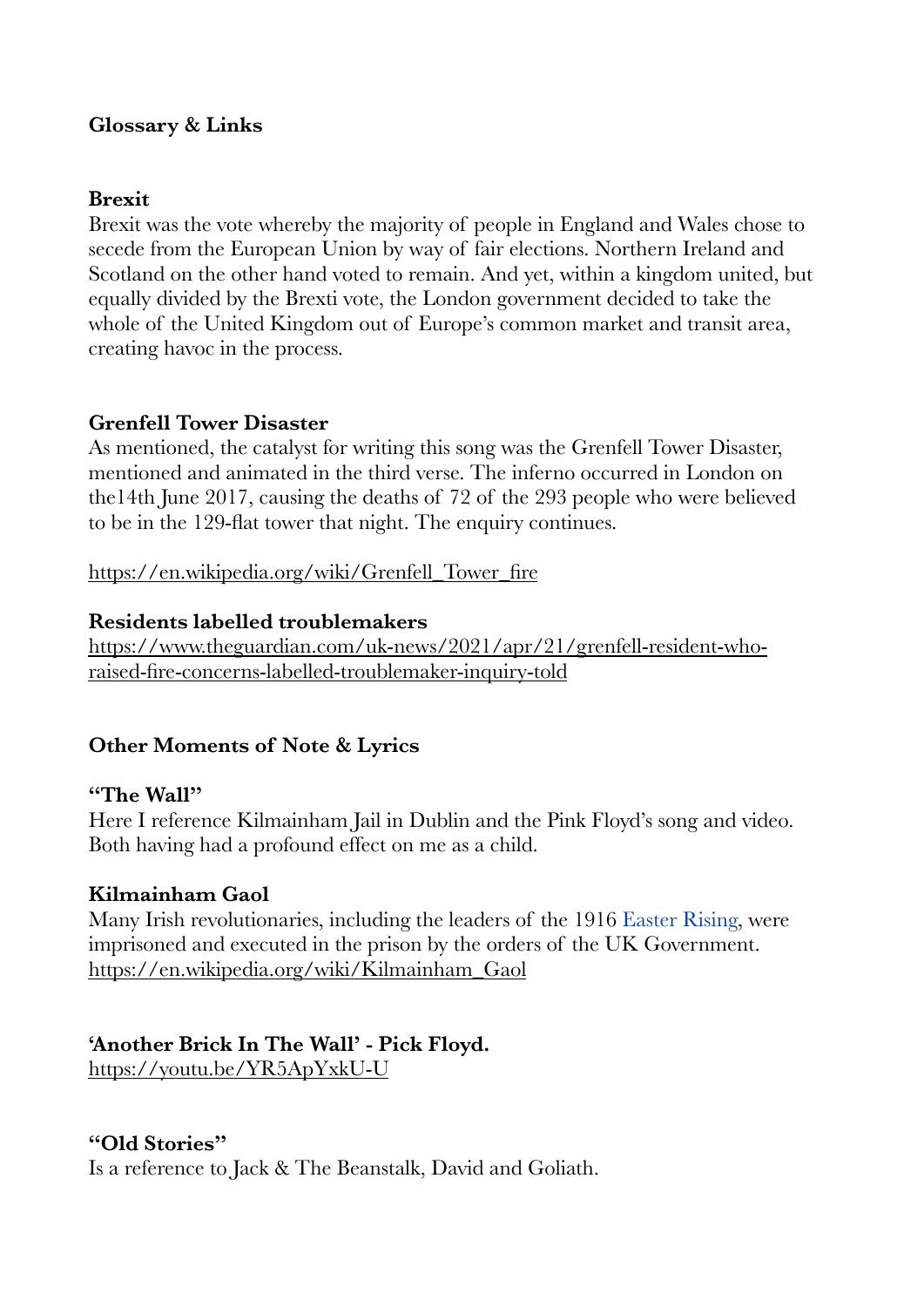## Glossary & Links

### Brexit

Brexit was the vote whereby the majority of people in England and Wales chose to secede from the European Union by way of fair elections. Northern Ireland and Scotland on the other hand voted to remain. And yet, within a kingdom united, but equally divided by the Brexti vote, the London government decided to take the whole of the United Kingdom out of Europe's common market and transit area, creating havoc in the process.

### Grenfell Tower Disaster

As mentioned, the catalyst for writing this song was the Grenfell Tower Disaster, mentioned and animated in the third verse. The inferno occurred in London on the14th June 2017, causing the deaths of 72 of the 293 people who were believed to be in the 129-flat tower that night. The enquiry continues.

https://en.wikipedia.org/wiki/Grenfell_Tower_fire

### Residents labelled troublemakers

https://www.theguardian.com/uk-news/2021/apr/21/grenfell-resident-who-raised-fire-concerns-labelled-troublemaker-inquiry-told

## Other Moments of Note & Lyrics

### "The Wall"

Here I reference Kilmainham Jail in Dublin and the Pink Floyd's song and video. Both having had a profound effect on me as a child.

### Kilmainham Gaol

Many Irish revolutionaries, including the leaders of the 1916 Easter Rising, were imprisoned and executed in the prison by the orders of the UK Government.
https://en.wikipedia.org/wiki/Kilmainham_Gaol

### 'Another Brick In The Wall' - Pick Floyd.

https://youtu.be/YR5ApYxkU-U

### "Old Stories"

Is a reference to Jack & The Beanstalk, David and Goliath.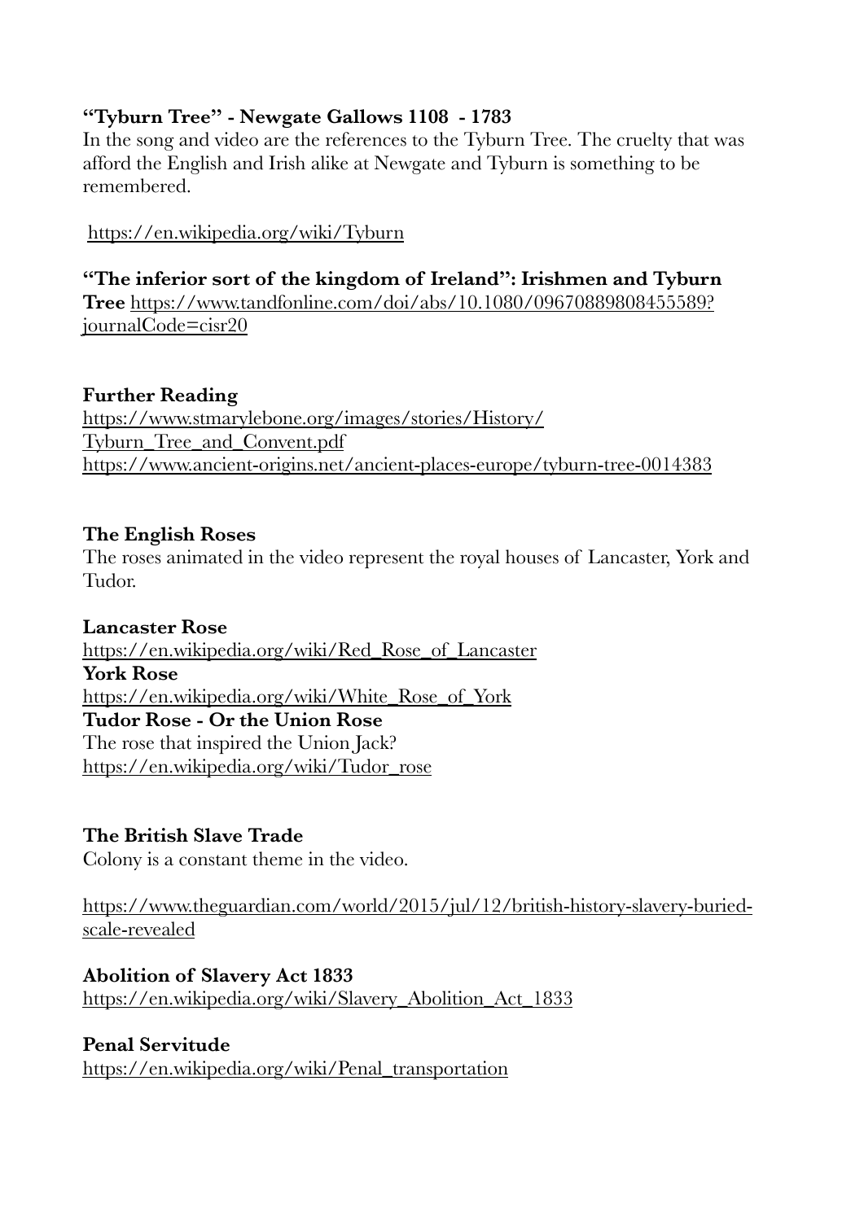**"Tyburn Tree" - Newgate Gallows 1108 - 1783**

In the song and video are the references to the Tyburn Tree. The cruelty that was afford the English and Irish alike at Newgate and Tyburn is something to be remembered.

https://en.wikipedia.org/wiki/Tyburn

**"The inferior sort of the kingdom of Ireland": Irishmen and Tyburn Tree** https://www.tandfonline.com/doi/abs/10.1080/09670889808455589?journalCode=cisr20

**Further Reading**

https://www.stmarylebone.org/images/stories/History/Tyburn_Tree_and_Convent.pdf
https://www.ancient-origins.net/ancient-places-europe/tyburn-tree-0014383

**The English Roses**

The roses animated in the video represent the royal houses of Lancaster, York and Tudor.

**Lancaster Rose**
https://en.wikipedia.org/wiki/Red_Rose_of_Lancaster
**York Rose**
https://en.wikipedia.org/wiki/White_Rose_of_York
**Tudor Rose - Or the Union Rose**
The rose that inspired the Union Jack?
https://en.wikipedia.org/wiki/Tudor_rose

**The British Slave Trade**

Colony is a constant theme in the video.

https://www.theguardian.com/world/2015/jul/12/british-history-slavery-buried-scale-revealed

**Abolition of Slavery Act 1833**
https://en.wikipedia.org/wiki/Slavery_Abolition_Act_1833

**Penal Servitude**
https://en.wikipedia.org/wiki/Penal_transportation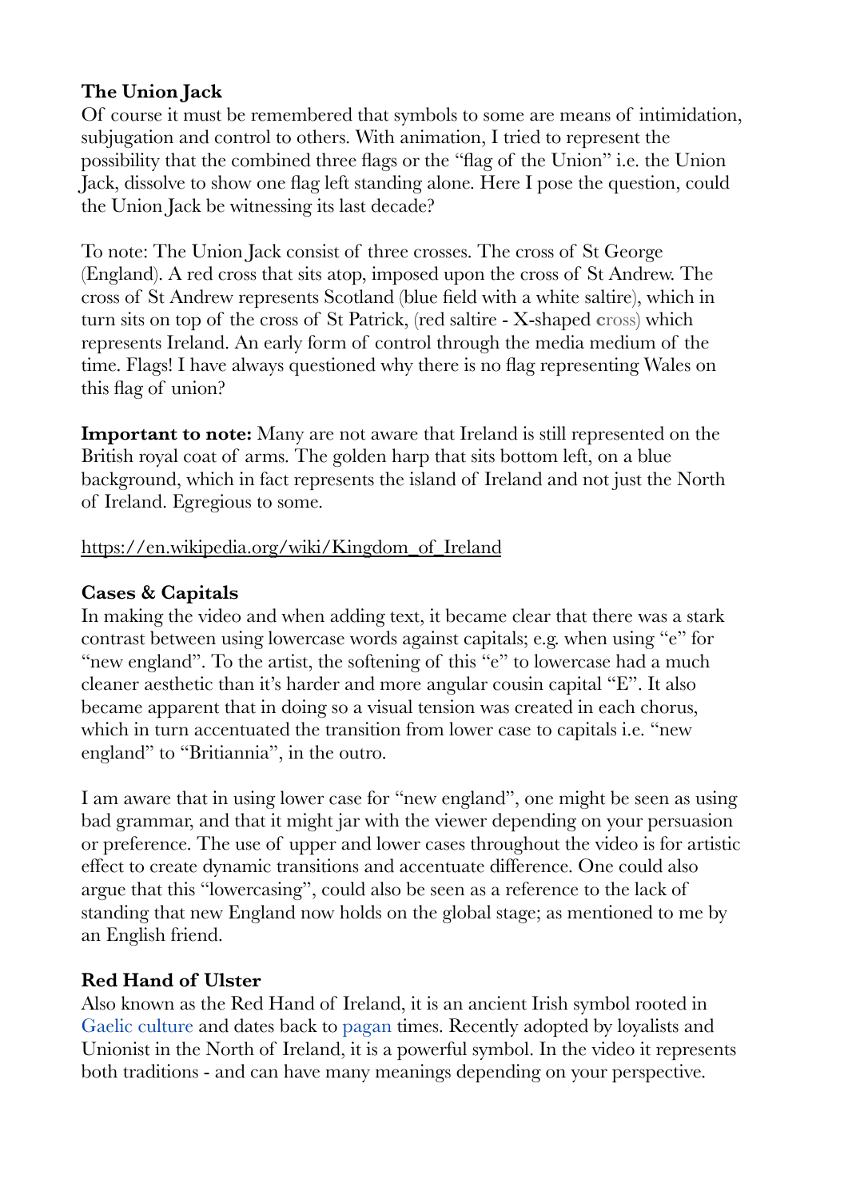**The Union Jack**
Of course it must be remembered that symbols to some are means of intimidation, subjugation and control to others. With animation, I tried to represent the possibility that the combined three flags or the "flag of the Union" i.e. the Union Jack, dissolve to show one flag left standing alone. Here I pose the question, could the Union Jack be witnessing its last decade?

To note: The Union Jack consist of three crosses. The cross of St George (England). A red cross that sits atop, imposed upon the cross of St Andrew. The cross of St Andrew represents Scotland (blue field with a white saltire), which in turn sits on top of the cross of St Patrick, (red saltire - X-shaped cross) which represents Ireland. An early form of control through the media medium of the time. Flags! I have always questioned why there is no flag representing Wales on this flag of union?

**Important to note:** Many are not aware that Ireland is still represented on the British royal coat of arms. The golden harp that sits bottom left, on a blue background, which in fact represents the island of Ireland and not just the North of Ireland. Egregious to some.

https://en.wikipedia.org/wiki/Kingdom_of_Ireland

**Cases & Capitals**
In making the video and when adding text, it became clear that there was a stark contrast between using lowercase words against capitals; e.g. when using "e" for "new england". To the artist, the softening of this "e" to lowercase had a much cleaner aesthetic than it's harder and more angular cousin capital "E". It also became apparent that in doing so a visual tension was created in each chorus, which in turn accentuated the transition from lower case to capitals i.e. "new england" to "Britiannia", in the outro.

I am aware that in using lower case for "new england", one might be seen as using bad grammar, and that it might jar with the viewer depending on your persuasion or preference. The use of upper and lower cases throughout the video is for artistic effect to create dynamic transitions and accentuate difference. One could also argue that this "lowercasing", could also be seen as a reference to the lack of standing that new England now holds on the global stage; as mentioned to me by an English friend.

**Red Hand of Ulster**
Also known as the Red Hand of Ireland, it is an ancient Irish symbol rooted in Gaelic culture and dates back to pagan times. Recently adopted by loyalists and Unionist in the North of Ireland, it is a powerful symbol. In the video it represents both traditions - and can have many meanings depending on your perspective.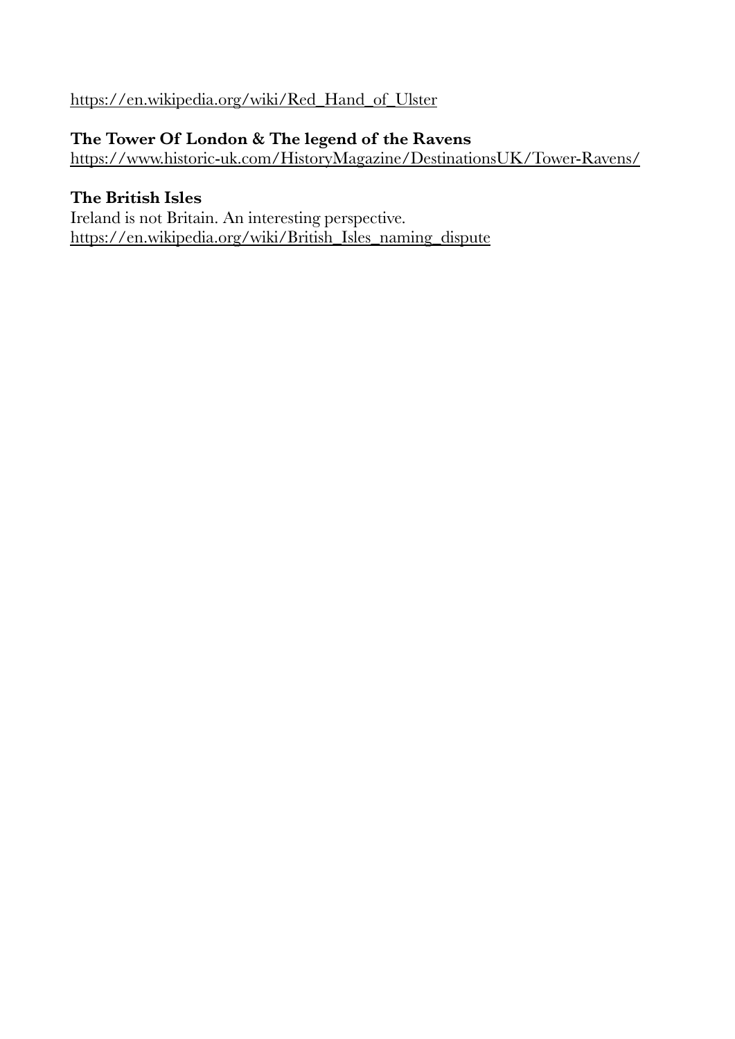https://en.wikipedia.org/wiki/Red_Hand_of_Ulster

**The Tower Of London & The legend of the Ravens**
https://www.historic-uk.com/HistoryMagazine/DestinationsUK/Tower-Ravens/

**The British Isles**
Ireland is not Britain. An interesting perspective.
https://en.wikipedia.org/wiki/British_Isles_naming_dispute